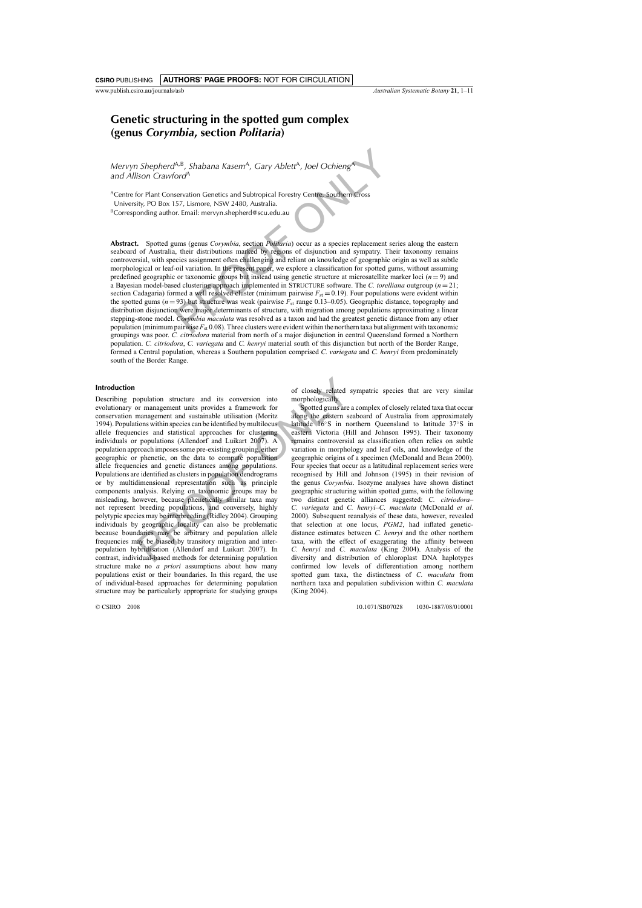# Genetic structuring in the spotted gum complex (genus *Corymbia*, section *Politaria*)

*Mervyn Shepherd*[A,B], *Shabana Kasem*[A], *Gary Ablett*[A], *Joel Ochieng*[A] *and Allison Crawford*[A]

[A]Centre for Plant Conservation Genetics and Subtropical Forestry Centre, Southern Cross University, PO Box 157, Lismore, NSW 2480, Australia.

[B]Corresponding author. Email: mervyn.shepherd@scu.edu.au

**Abstract.** Spotted gums (genus *Corymbia*, section *Politaria*) occur as a species replacement series along the eastern seaboard of Australia, their distributions marked by regions of disjunction and sympatry. Their taxonomy remains controversial, with species assignment often challenging and reliant on knowledge of geographic origin as well as subtle morphological or leaf-oil variation. In the present paper, we explore a classification for spotted gums, without assuming predefined geographic or taxonomic groups but instead using genetic structure at microsatellite marker loci ($n = 9$) and a Bayesian model-based clustering approach implemented in STRUCTURE software. The *C. torelliana* outgroup ($n = 21$; section Cadagaria) formed a well resolved cluster (minimum pairwise $F_{st} = 0.19$). Four populations were evident within the spotted gums ($n = 93$) but structure was weak (pairwise $F_{st}$ range 0.13–0.05). Geographic distance, topography and distribution disjunction were major determinants of structure, with migration among populations approximating a linear stepping-stone model. *Corymbia maculata* was resolved as a taxon and had the greatest genetic distance from any other population (minimum pairwise $F_{st}$ 0.08). Three clusters were evident within the northern taxa but alignment with taxonomic groupings was poor. *C. citriodora* material from north of a major disjunction in central Queensland formed a Northern population. *C. citriodora*, *C. variegata* and *C. henryi* material south of this disjunction but north of the Border Range, formed a Central population, whereas a Southern population comprised *C. variegata* and *C. henryi* from predominately south of the Border Range.

## Introduction

Describing population structure and its conversion into evolutionary or management units provides a framework for conservation management and sustainable utilisation (Moritz 1994). Populations within species can be identified by multilocus allele frequencies and statistical approaches for clustering individuals or populations (Allendorf and Luikart 2007). A population approach imposes some pre-existing grouping, either geographic or phenetic, on the data to compute population allele frequencies and genetic distances among populations. Populations are identified as clusters in population dendrograms or by multidimensional representation such as principle components analysis. Relying on taxonomic groups may be misleading, however, because phenetically similar taxa may not represent breeding populations, and conversely, highly polytypic species may be interbreeding (Ridley 2004). Grouping individuals by geographic locality can also be problematic because boundaries may be arbitrary and population allele frequencies may be biased by transitory migration and inter-population hybridisation (Allendorf and Luikart 2007). In contrast, individual-based methods for determining population structure make no *a priori* assumptions about how many populations exist or their boundaries. In this regard, the use of individual-based approaches for determining population structure may be particularly appropriate for studying groups of closely related sympatric species that are very similar morphologically.

Spotted gums are a complex of closely related taxa that occur along the eastern seaboard of Australia from approximately latitude 16°S in northern Queensland to latitude 37°S in eastern Victoria (Hill and Johnson 1995). Their taxonomy remains controversial as classification often relies on subtle variation in morphology and leaf oils, and knowledge of the geographic origins of a specimen (McDonald and Bean 2000). Four species that occur as a latitudinal replacement series were recognised by Hill and Johnson (1995) in their revision of the genus *Corymbia*. Isozyme analyses have shown distinct geographic structuring within spotted gums, with the following two distinct genetic alliances suggested: *C. citriodora*–*C. variegata* and *C. henryi*–*C. maculata* (McDonald *et al.* 2000). Subsequent reanalysis of these data, however, revealed that selection at one locus, *PGM2*, had inflated genetic-distance estimates between *C. henryi* and the other northern taxa, with the effect of exaggerating the affinity between *C. henryi* and *C. maculata* (King 2004). Analysis of the diversity and distribution of chloroplast DNA haplotypes confirmed low levels of differentiation among northern spotted gum taxa, the distinctness of *C. maculata* from northern taxa and population subdivision within *C. maculata* (King 2004).

© CSIRO 2008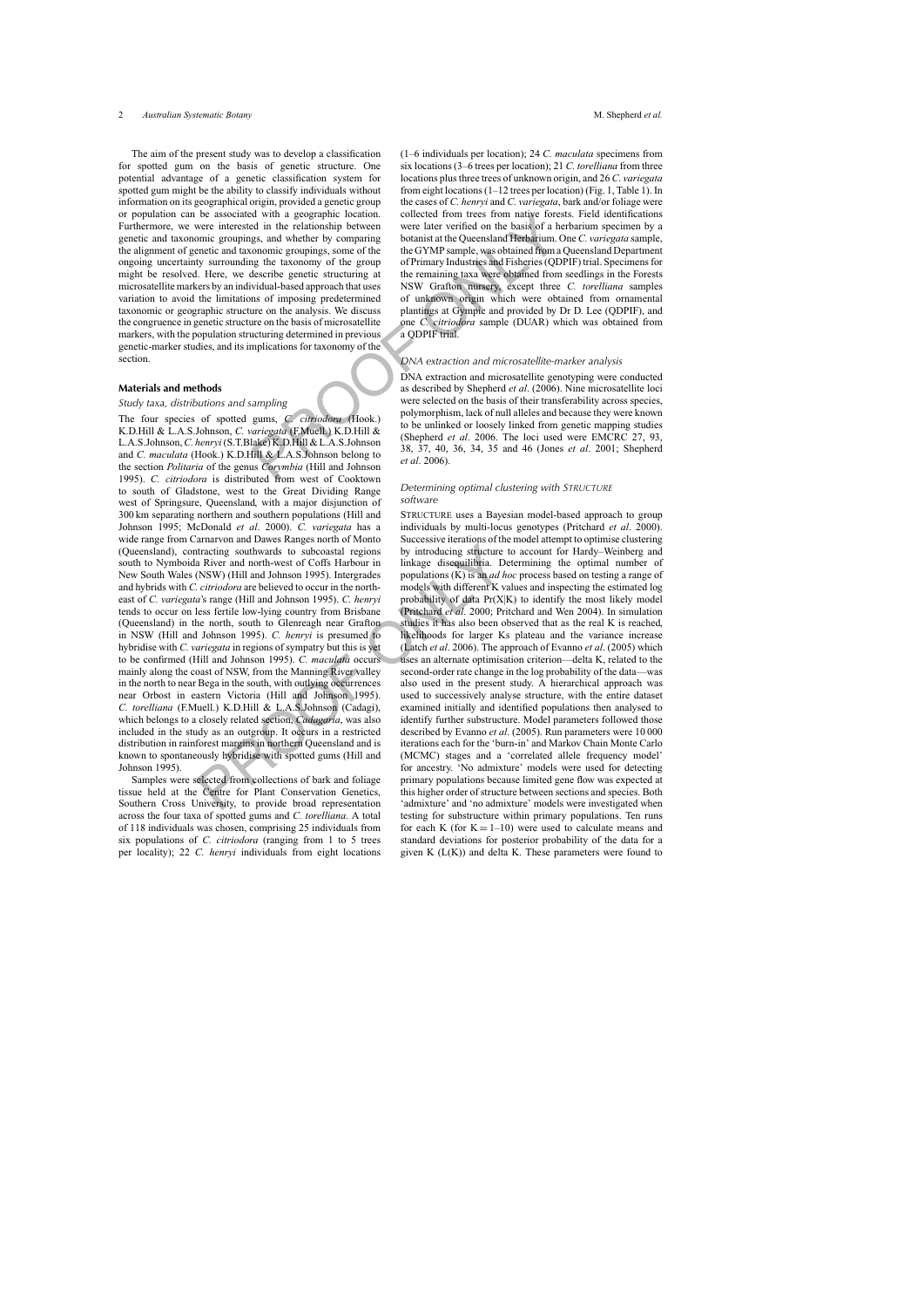The aim of the present study was to develop a classification for spotted gum on the basis of genetic structure. One potential advantage of a genetic classification system for spotted gum might be the ability to classify individuals without information on its geographical origin, provided a genetic group or population can be associated with a geographic location. Furthermore, we were interested in the relationship between genetic and taxonomic groupings, and whether by comparing the alignment of genetic and taxonomic groupings, some of the ongoing uncertainty surrounding the taxonomy of the group might be resolved. Here, we describe genetic structuring at microsatellite markers by an individual-based approach that uses variation to avoid the limitations of imposing predetermined taxonomic or geographic structure on the analysis. We discuss the congruence in genetic structure on the basis of microsatellite markers, with the population structuring determined in previous genetic-marker studies, and its implications for taxonomy of the section.

## Materials and methods

### Study taxa, distributions and sampling

The four species of spotted gums, *C. citriodora* (Hook.) K.D.Hill & L.A.S.Johnson, *C. variegata* (F.Muell.) K.D.Hill & L.A.S.Johnson, *C. henryi* (S.T.Blake) K.D.Hill & L.A.S.Johnson and *C. maculata* (Hook.) K.D.Hill & L.A.S.Johnson belong to the section *Politaria* of the genus *Corymbia* (Hill and Johnson 1995). *C. citriodora* is distributed from west of Cooktown to south of Gladstone, west to the Great Dividing Range west of Springsure, Queensland, with a major disjunction of 300 km separating northern and southern populations (Hill and Johnson 1995; McDonald *et al*. 2000). *C. variegata* has a wide range from Carnarvon and Dawes Ranges north of Monto (Queensland), contracting southwards to subcoastal regions south to Nymboida River and north-west of Coffs Harbour in New South Wales (NSW) (Hill and Johnson 1995). Intergrades and hybrids with *C. citriodora* are believed to occur in the north-east of *C. variegata*'s range (Hill and Johnson 1995). *C. henryi* tends to occur on less fertile low-lying country from Brisbane (Queensland) in the north, south to Glenreagh near Grafton in NSW (Hill and Johnson 1995). *C. henryi* is presumed to hybridise with *C. variegata* in regions of sympatry but this is yet to be confirmed (Hill and Johnson 1995). *C. maculata* occurs mainly along the coast of NSW, from the Manning River valley in the north to near Bega in the south, with outlying occurrences near Orbost in eastern Victoria (Hill and Johnson 1995). *C. torelliana* (F.Muell.) K.D.Hill & L.A.S.Johnson (Cadagi), which belongs to a closely related section, *Cadagaria*, was also included in the study as an outgroup. It occurs in a restricted distribution in rainforest margins in northern Queensland and is known to spontaneously hybridise with spotted gums (Hill and Johnson 1995).

Samples were selected from collections of bark and foliage tissue held at the Centre for Plant Conservation Genetics, Southern Cross University, to provide broad representation across the four taxa of spotted gums and *C. torelliana*. A total of 118 individuals was chosen, comprising 25 individuals from six populations of *C. citriodora* (ranging from 1 to 5 trees per locality); 22 *C. henryi* individuals from eight locations (1–6 individuals per location); 24 *C. maculata* specimens from six locations (3–6 trees per location); 21 *C. torelliana* from three locations plus three trees of unknown origin, and 26 *C. variegata* from eight locations (1–12 trees per location) (Fig. 1, Table 1). In the cases of *C. henryi* and *C. variegata*, bark and/or foliage were collected from trees from native forests. Field identifications were later verified on the basis of a herbarium specimen by a botanist at the Queensland Herbarium. One *C. variegata* sample, the GYMP sample, was obtained from a Queensland Department of Primary Industries and Fisheries (QDPIF) trial. Specimens for the remaining taxa were obtained from seedlings in the Forests NSW Grafton nursery, except three *C. torelliana* samples of unknown origin which were obtained from ornamental plantings at Gympie and provided by Dr D. Lee (QDPIF), and one *C. citriodora* sample (DUAR) which was obtained from a QDPIF trial.

### DNA extraction and microsatellite-marker analysis

DNA extraction and microsatellite genotyping were conducted as described by Shepherd *et al*. (2006). Nine microsatellite loci were selected on the basis of their transferability across species, polymorphism, lack of null alleles and because they were known to be unlinked or loosely linked from genetic mapping studies (Shepherd *et al*. 2006. The loci used were EMCRC 27, 93, 38, 37, 40, 36, 34, 35 and 46 (Jones *et al*. 2001; Shepherd *et al*. 2006).

### Determining optimal clustering with STRUCTURE software

STRUCTURE uses a Bayesian model-based approach to group individuals by multi-locus genotypes (Pritchard *et al*. 2000). Successive iterations of the model attempt to optimise clustering by introducing structure to account for Hardy–Weinberg and linkage disequilibria. Determining the optimal number of populations (K) is an *ad hoc* process based on testing a range of models with different K values and inspecting the estimated log probability of data Pr(X|K) to identify the most likely model (Pritchard *et al*. 2000; Pritchard and Wen 2004). In simulation studies it has also been observed that as the real K is reached, likelihoods for larger Ks plateau and the variance increase (Latch *et al*. 2006). The approach of Evanno *et al*. (2005) which uses an alternate optimisation criterion—delta K, related to the second-order rate change in the log probability of the data—was also used in the present study. A hierarchical approach was used to successively analyse structure, with the entire dataset examined initially and identified populations then analysed to identify further substructure. Model parameters followed those described by Evanno *et al*. (2005). Run parameters were 10 000 iterations each for the 'burn-in' and Markov Chain Monte Carlo (MCMC) stages and a 'correlated allele frequency model' for ancestry. 'No admixture' models were used for detecting primary populations because limited gene flow was expected at this higher order of structure between sections and species. Both 'admixture' and 'no admixture' models were investigated when testing for substructure within primary populations. Ten runs for each K (for K = 1–10) were used to calculate means and standard deviations for posterior probability of the data for a given K (L(K)) and delta K. These parameters were found to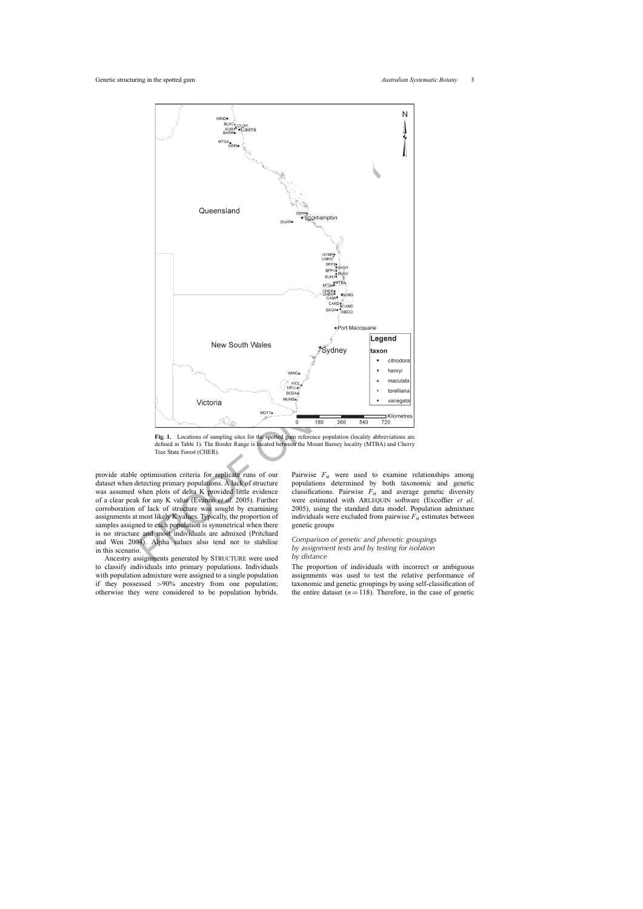**Fig. 1.** Locations of sampling sites for the spotted gum reference population (locality abbreviations are defined in Table 1). The Border Range is located between the Mount Barney locality (MTBA) and Cherry Tree State Forest (CHER).

provide stable optimisation criteria for replicate runs of our dataset when detecting primary populations. A lack of structure was assumed when plots of delta K provided little evidence of a clear peak for any K value (Evanno *et al.* 2005). Further corroboration of lack of structure was sought by examining assignments at most likely K values. Typically, the proportion of samples assigned to each population is symmetrical when there is no structure and most individuals are admixed (Pritchard and Wen 2004). Alpha values also tend not to stabilise in this scenario.

Ancestry assignments generated by STRUCTURE were used to classify individuals into primary populations. Individuals with population admixture were assigned to a single population if they possessed >90% ancestry from one population; otherwise they were considered to be population hybrids. Pairwise $F_{st}$ were used to examine relationships among populations determined by both taxonomic and genetic classifications. Pairwise $F_{st}$ and average genetic diversity were estimated with ARLEQUIN software (Excoffier *et al.* 2005), using the standard data model. Population admixture individuals were excluded from pairwise $F_{st}$ estimates between genetic groups

### *Comparison of genetic and phenetic groupings by assignment tests and by testing for isolation by distance*

The proportion of individuals with incorrect or ambiguous assignments was used to test the relative performance of taxonomic and genetic groupings by using self-classification of the entire dataset ($n = 118$). Therefore, in the case of genetic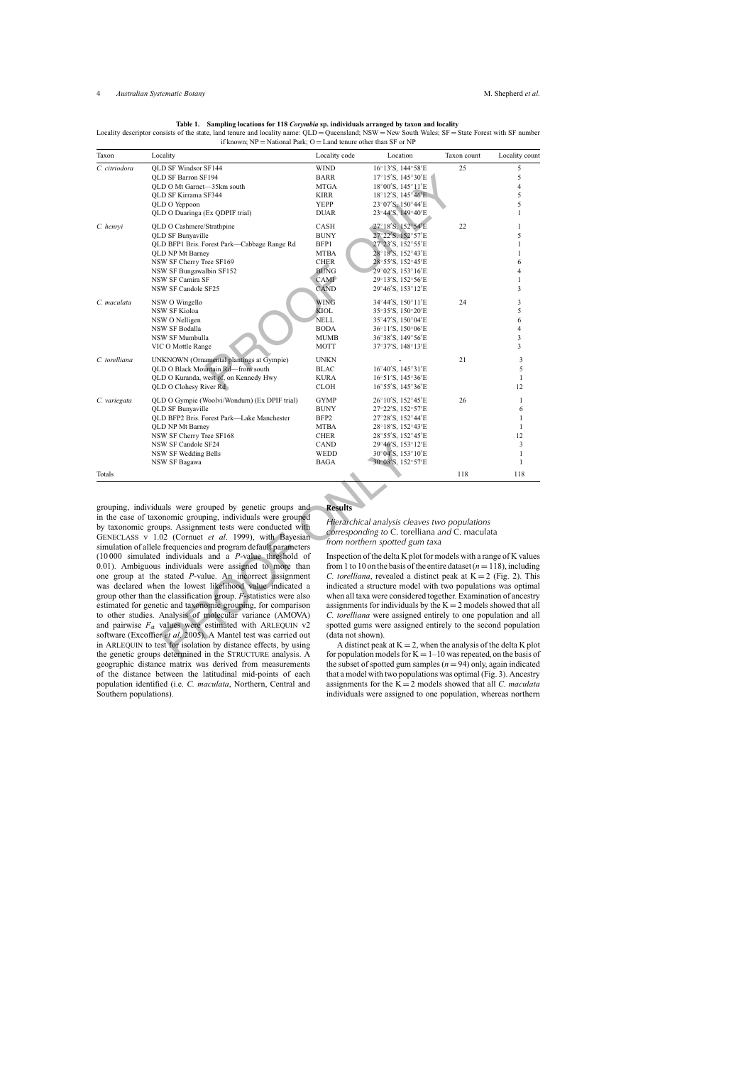**Table 1. Sampling locations for 118 *Corymbia* sp. individuals arranged by taxon and locality**

Locality descriptor consists of the state, land tenure and locality name: QLD = Queensland; NSW = New South Wales; SF = State Forest with SF number if known; NP = National Park; O = Land tenure other than SF or NP

| Taxon | Locality | Locality code | Location | Taxon count | Locality count |
|---|---|---|---|---|---|
| *C. citriodora* | QLD SF Windsor SF144 | WIND | 16°13′S, 144°58′E | 25 | 5 |
| | QLD SF Barron SF194 | BARR | 17°15′S, 145°30′E | | 5 |
| | QLD O Mt Garnet—35km south | MTGA | 18°00′S, 145°11′E | | 4 |
| | QLD SF Kirrama SF344 | KIRR | 18°12′S, 145°46′E | | 5 |
| | QLD O Yeppoon | YEPP | 23°07′S, 150°44′E | | 5 |
| | QLD O Duaringa (Ex QDPIF trial) | DUAR | 23°44′S, 149°40′E | | 1 |
| *C. henryi* | QLD O Cashmere/Strathpine | CASH | 27°18′S, 152°54′E | 22 | 1 |
| | QLD SF Bunyaville | BUNY | 27°22′S, 152°57′E | | 5 |
| | QLD BFP1 Bris. Forest Park—Cabbage Range Rd | BFP1 | 27°23′S, 152°55′E | | 1 |
| | QLD NP Mt Barney | MTBA | 28°18′S, 152°43′E | | 1 |
| | NSW SF Cherry Tree SF169 | CHER | 28°55′S, 152°45′E | | 6 |
| | NSW SF Bungawalbin SF152 | BUNG | 29°02′S, 153°16′E | | 4 |
| | NSW SF Camira SF | CAMI | 29°13′S, 152°56′E | | 1 |
| | NSW SF Candole SF25 | CAND | 29°46′S, 153°12′E | | 3 |
| *C. maculata* | NSW O Wingello | WING | 34°44′S, 150°11′E | 24 | 3 |
| | NSW SF Kioloa | KIOL | 35°35′S, 150°20′E | | 5 |
| | NSW O Nelligen | NELL | 35°47′S, 150°04′E | | 6 |
| | NSW SF Bodalla | BODA | 36°11′S, 150°06′E | | 4 |
| | NSW SF Mumbulla | MUMB | 36°38′S, 149°56′E | | 3 |
| | VIC O Mottle Range | MOTT | 37°37′S, 148°13′E | | 3 |
| *C. torelliana* | UNKNOWN (Ornamental plantings at Gympie) | UNKN | - | 21 | 3 |
| | QLD O Black Mountain Rd—from south | BLAC | 16°40′S, 145°31′E | | 5 |
| | QLD O Kuranda, west of, on Kennedy Hwy | KURA | 16°51′S, 145°36′E | | 1 |
| | QLD O Clohesy River Rd | CLOH | 16°55′S, 145°36′E | | 12 |
| *C. variegata* | QLD O Gympie (Woolvi/Wondum) (Ex DPIF trial) | GYMP | 26°10′S, 152°45′E | 26 | 1 |
| | QLD SF Bunyaville | BUNY | 27°22′S, 152°57′E | | 6 |
| | QLD BFP2 Bris. Forest Park—Lake Manchester | BFP2 | 27°28′S, 152°44′E | | 1 |
| | QLD NP Mt Barney | MTBA | 28°18′S, 152°43′E | | 1 |
| | NSW SF Cherry Tree SF168 | CHER | 28°55′S, 152°45′E | | 12 |
| | NSW SF Candole SF24 | CAND | 29°46′S, 153°12′E | | 3 |
| | NSW SF Wedding Bells | WEDD | 30°04′S, 153°10′E | | 1 |
| | NSW SF Bagawa | BAGA | 30°08′S, 152°57′E | | 1 |
| Totals | | | | 118 | 118 |

grouping, individuals were grouped by genetic groups and in the case of taxonomic grouping, individuals were grouped by taxonomic groups. Assignment tests were conducted with GENECLASS v 1.02 (Cornuet *et al*. 1999), with Bayesian simulation of allele frequencies and program default parameters (10 000 simulated individuals and a *P*-value threshold of 0.01). Ambiguous individuals were assigned to more than one group at the stated *P*-value. An incorrect assignment was declared when the lowest likelihood value indicated a group other than the classification group. *F*-statistics were also estimated for genetic and taxonomic grouping, for comparison to other studies. Analysis of molecular variance (AMOVA) and pairwise $F_{st}$ values were estimated with ARLEQUIN v2 software (Excoffier *et al*. 2005). A Mantel test was carried out in ARLEQUIN to test for isolation by distance effects, by using the genetic groups determined in the STRUCTURE analysis. A geographic distance matrix was derived from measurements of the distance between the latitudinal mid-points of each population identified (i.e. *C. maculata*, Northern, Central and Southern populations).

## Results

### *Hierarchical analysis cleaves two populations corresponding to* C. torelliana *and* C. maculata *from northern spotted gum taxa*

Inspection of the delta K plot for models with a range of K values from 1 to 10 on the basis of the entire dataset ($n = 118$), including *C. torelliana*, revealed a distinct peak at $K = 2$ (Fig. 2). This indicated a structure model with two populations was optimal when all taxa were considered together. Examination of ancestry assignments for individuals by the $K = 2$ models showed that all *C. torelliana* were assigned entirely to one population and all spotted gums were assigned entirely to the second population (data not shown).

A distinct peak at $K = 2$, when the analysis of the delta K plot for population models for $K = 1$–$10$ was repeated, on the basis of the subset of spotted gum samples ($n = 94$) only, again indicated that a model with two populations was optimal (Fig. 3). Ancestry assignments for the $K = 2$ models showed that all *C. maculata* individuals were assigned to one population, whereas northern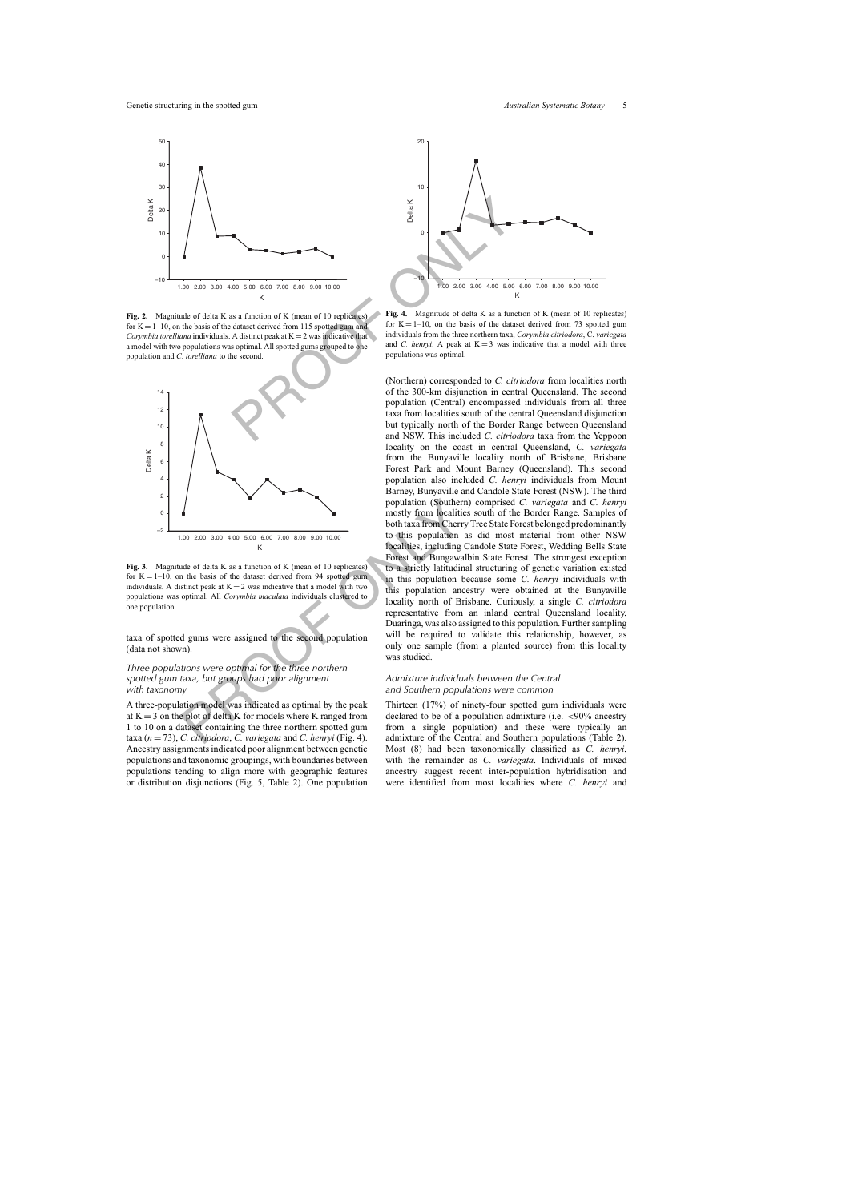**Fig. 2.** Magnitude of delta K as a function of K (mean of 10 replicates) for K = 1–10, on the basis of the dataset derived from 115 spotted gum and *Corymbia torelliana* individuals. A distinct peak at K = 2 was indicative that a model with two populations was optimal. All spotted gums grouped to one population and *C. torelliana* to the second.

**Fig. 3.** Magnitude of delta K as a function of K (mean of 10 replicates) for K = 1–10, on the basis of the dataset derived from 94 spotted gum individuals. A distinct peak at K = 2 was indicative that a model with two populations was optimal. All *Corymbia maculata* individuals clustered to one population.

taxa of spotted gums were assigned to the second population (data not shown).

### *Three populations were optimal for the three northern spotted gum taxa, but groups had poor alignment with taxonomy*

A three-population model was indicated as optimal by the peak at K = 3 on the plot of delta K for models where K ranged from 1 to 10 on a dataset containing the three northern spotted gum taxa ($n = 73$), *C. citriodora*, *C. variegata* and *C. henryi* (Fig. 4). Ancestry assignments indicated poor alignment between genetic populations and taxonomic groupings, with boundaries between populations tending to align more with geographic features or distribution disjunctions (Fig. 5, Table 2). One population (Northern) corresponded to *C. citriodora* from localities north of the 300-km disjunction in central Queensland. The second population (Central) encompassed individuals from all three taxa from localities south of the central Queensland disjunction but typically north of the Border Range between Queensland and NSW. This included *C. citriodora* taxa from the Yeppoon locality on the coast in central Queensland, *C. variegata* from the Bunyaville locality north of Brisbane, Brisbane Forest Park and Mount Barney (Queensland). This second population also included *C. henryi* individuals from Mount Barney, Bunyaville and Candole State Forest (NSW). The third population (Southern) comprised *C. variegata* and *C. henryi* mostly from localities south of the Border Range. Samples of both taxa from Cherry Tree State Forest belonged predominantly to this population as did most material from other NSW localities, including Candole State Forest, Wedding Bells State Forest and Bungawalbin State Forest. The strongest exception to a strictly latitudinal structuring of genetic variation existed in this population because some *C. henryi* individuals with this population ancestry were obtained at the Bunyaville locality north of Brisbane. Curiously, a single *C. citriodora* representative from an inland central Queensland locality, Duaringa, was also assigned to this population. Further sampling will be required to validate this relationship, however, as only one sample (from a planted source) from this locality was studied.

**Fig. 4.** Magnitude of delta K as a function of K (mean of 10 replicates) for K = 1–10, on the basis of the dataset derived from 73 spotted gum individuals from the three northern taxa, *Corymbia citriodora*, *C. variegata* and *C. henryi*. A peak at K = 3 was indicative that a model with three populations was optimal.

### *Admixture individuals between the Central and Southern populations were common*

Thirteen (17%) of ninety-four spotted gum individuals were declared to be of a population admixture (i.e. <90% ancestry from a single population) and these were typically an admixture of the Central and Southern populations (Table 2). Most (8) had been taxonomically classified as *C. henryi*, with the remainder as *C. variegata*. Individuals of mixed ancestry suggest recent inter-population hybridisation and were identified from most localities where *C. henryi* and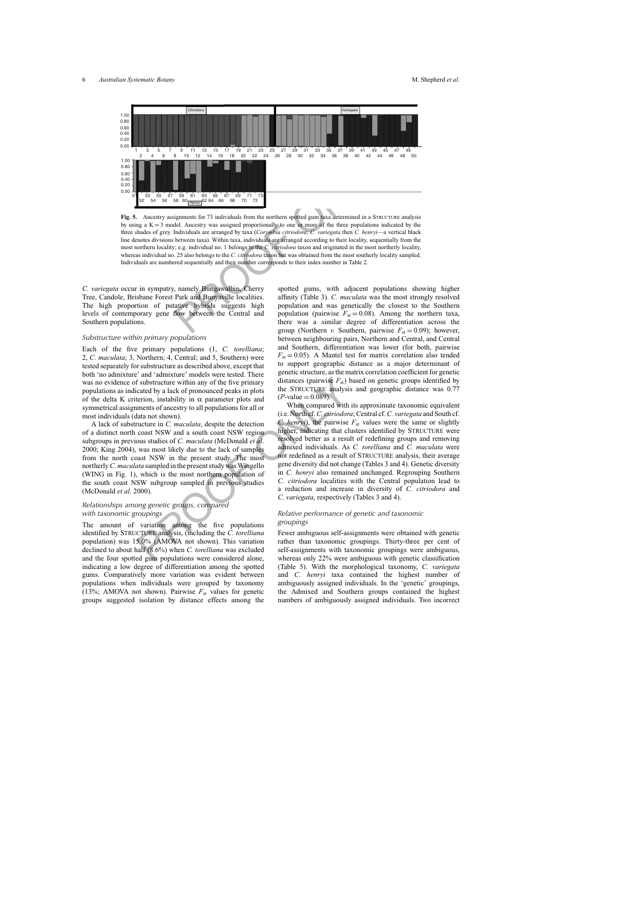**Fig. 5.** Ancestry assignments for 73 individuals from the northern spotted gum taxa determined in a STRUCTURE analysis by using a K = 3 model. Ancestry was assigned proportionally to one or more of the three populations indicated by the three shades of grey. Individuals are arranged by taxa (*Corymbia citriodora*; *C. variegata* then *C. henryi*—a vertical black line denotes divisions between taxa). Within taxa, individuals are arranged according to their locality, sequentially from the most northern locality; e.g. individual no. 1 belongs to the *C. citriodora* taxon and originated in the most northerly locality, whereas individual no. 25 also belongs to the *C. citriodora* taxon but was obtained from the most southerly locality sampled. Individuals are numbered sequentially and their number corresponds to their index number in Table 2.

*C. variegata* occur in sympatry, namely Bungawalbin, Cherry Tree, Candole, Brisbane Forest Park and Bunyaville localities. The high proportion of putative hybrids suggests high levels of contemporary gene flow between the Central and Southern populations.

### Substructure within primary populations

Each of the five primary populations (1, *C. torelliana*; 2, *C. maculata*; 3, Northern; 4, Central; and 5, Southern) were tested separately for substructure as described above, except that both 'no admixture' and 'admixture' models were tested. There was no evidence of substructure within any of the five primary populations as indicated by a lack of pronounced peaks in plots of the delta K criterion, instability in α parameter plots and symmetrical assignments of ancestry to all populations for all or most individuals (data not shown).

A lack of substructure in *C. maculata*, despite the detection of a distinct north coast NSW and a south coast NSW region subgroups in previous studies of *C. maculata* (McDonald *et al*. 2000; King 2004), was most likely due to the lack of samples from the north coast NSW in the present study. The most northerly *C. maculata* sampled in the present study was Wingello (WING in Fig. 1), which is the most northern population of the south coast NSW subgroup sampled in previous studies (McDonald *et al*. 2000).

### Relationships among genetic groups, compared with taxonomic groupings

The amount of variation among the five populations identified by STRUCTURE analysis, (including the *C. torelliana* population) was 15.0% (AMOVA not shown). This variation declined to about half (8.6%) when *C. torelliana* was excluded and the four spotted gum populations were considered alone, indicating a low degree of differentiation among the spotted gums. Comparatively more variation was evident between populations when individuals were grouped by taxonomy (13%; AMOVA not shown). Pairwise $F_{st}$ values for genetic groups suggested isolation by distance effects among the spotted gums, with adjacent populations showing higher affinity (Table 3). *C. maculata* was the most strongly resolved population and was genetically the closest to the Southern population (pairwise $F_{st} = 0.08$). Among the northern taxa, there was a similar degree of differentiation across the group (Northern *v.* Southern, pairwise $F_{st} = 0.09$); however, between neighbouring pairs, Northern and Central, and Central and Southern, differentiation was lower (for both, pairwise $F_{st} = 0.05$). A Mantel test for matrix correlation also tended to support geographic distance as a major determinant of genetic structure, as the matrix correlation coefficient for genetic distances (pairwise $F_{st}$) based on genetic groups identified by the STRUCTURE analysis and geographic distance was 0.77 ($P$-value = 0.089).

When compared with its approximate taxonomic equivalent (i.e. North cf. *C. citriodora*; Central cf. *C. variegata* and South cf. *C. henryi*), the pairwise $F_{st}$ values were the same or slightly higher, indicating that clusters identified by STRUCTURE were resolved better as a result of redefining groups and removing admixed individuals. As *C. torelliana* and *C. maculata* were not redefined as a result of STRUCTURE analysis, their average gene diversity did not change (Tables 3 and 4). Genetic diversity in *C. henryi* also remained unchanged. Regrouping Southern *C. citriodora* localities with the Central population lead to a reduction and increase in diversity of *C. citriodora* and *C. variegata*, respectively (Tables 3 and 4).

### Relative performance of genetic and taxonomic groupings

Fewer ambiguous self-assignments were obtained with genetic rather than taxonomic groupings. Thirty-three per cent of self-assignments with taxonomic groupings were ambiguous, whereas only 22% were ambiguous with genetic classification (Table 5). With the morphological taxonomy, *C. variegata* and *C. henryi* taxa contained the highest number of ambiguously assigned individuals. In the 'genetic' groupings, the Admixed and Southern groups contained the highest numbers of ambiguously assigned individuals. Two incorrect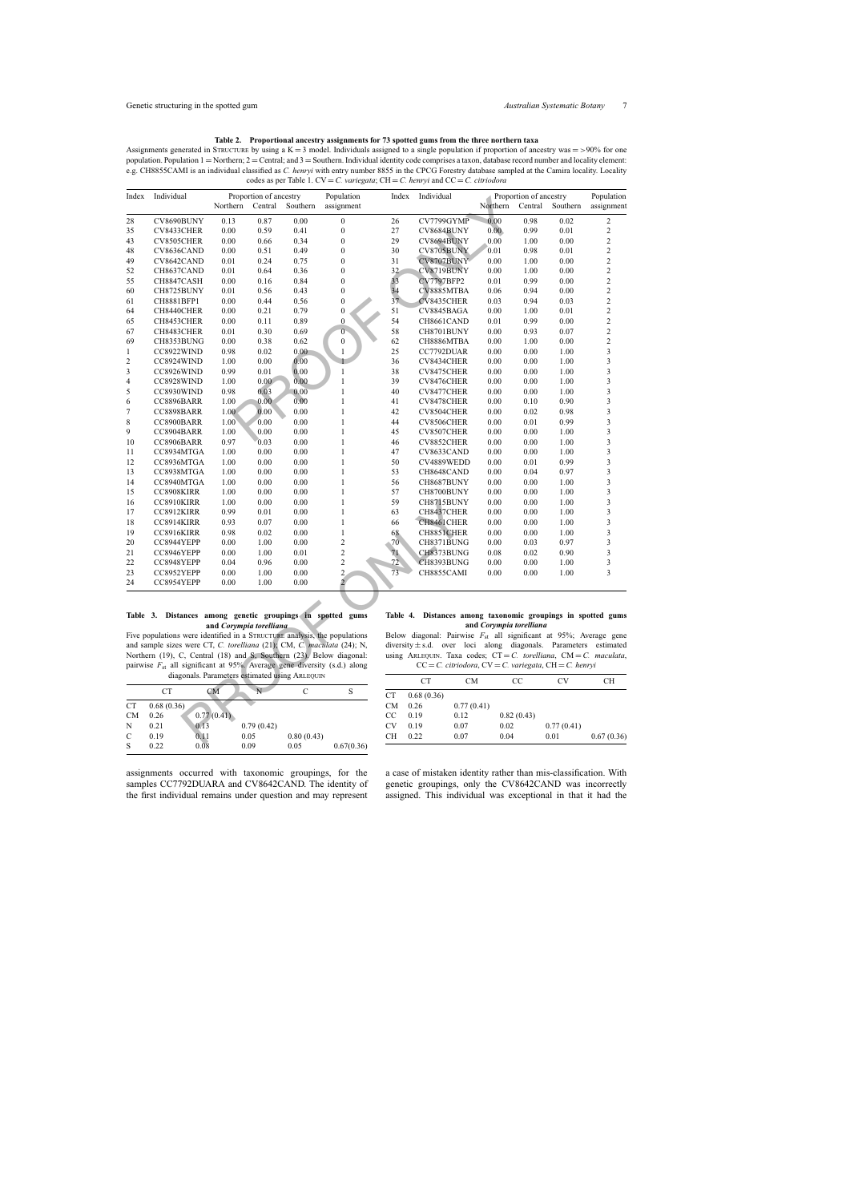**Table 2. Proportional ancestry assignments for 73 spotted gums from the three northern taxa**

Assignments generated in STRUCTURE by using a K = 3 model. Individuals assigned to a single population if proportion of ancestry was = >90% for one population. Population 1 = Northern; 2 = Central; and 3 = Southern. Individual identity code comprises a taxon, database record number and locality element: e.g. CH8855CAMI is an individual classified as *C. henryi* with entry number 8855 in the CPCG Forestry database sampled at the Camira locality. Locality codes as per Table 1. CV = *C. variegata*; CH = *C. henryi* and CC = *C. citriodora*

| Index | Individual | Proportion of ancestry | | | Population assignment | Index | Individual | Proportion of ancestry | | | Population assignment |
|---|---|---|---|---|---|---|---|---|---|---|---|
| | | Northern | Central | Southern | | | | Northern | Central | Southern | |
| 28 | CV8690BUNY | 0.13 | 0.87 | 0.00 | 0 | 26 | CV7799GYMP | 0.00 | 0.98 | 0.02 | 2 |
| 35 | CV8433CHER | 0.00 | 0.59 | 0.41 | 0 | 27 | CV8684BUNY | 0.00 | 0.99 | 0.01 | 2 |
| 43 | CV8505CHER | 0.00 | 0.66 | 0.34 | 0 | 29 | CV8694BUNY | 0.00 | 1.00 | 0.00 | 2 |
| 48 | CV8636CAND | 0.00 | 0.51 | 0.49 | 0 | 30 | CV8705BUNY | 0.01 | 0.98 | 0.01 | 2 |
| 49 | CV8642CAND | 0.01 | 0.24 | 0.75 | 0 | 31 | CV8707BUNY | 0.00 | 1.00 | 0.00 | 2 |
| 52 | CH8637CAND | 0.01 | 0.64 | 0.36 | 0 | 32 | CV8719BUNY | 0.00 | 1.00 | 0.00 | 2 |
| 55 | CH8847CASH | 0.00 | 0.16 | 0.84 | 0 | 33 | CV7797BFP2 | 0.01 | 0.99 | 0.00 | 2 |
| 60 | CH8725BUNY | 0.01 | 0.56 | 0.43 | 0 | 34 | CV8885MTBA | 0.06 | 0.94 | 0.00 | 2 |
| 61 | CH8881BFP1 | 0.00 | 0.44 | 0.56 | 0 | 37 | CV8435CHER | 0.03 | 0.94 | 0.03 | 2 |
| 64 | CH8440CHER | 0.00 | 0.21 | 0.79 | 0 | 51 | CV8845BAGA | 0.00 | 1.00 | 0.01 | 2 |
| 65 | CH8453CHER | 0.00 | 0.11 | 0.89 | 0 | 54 | CH8661CAND | 0.01 | 0.99 | 0.00 | 2 |
| 67 | CH8483CHER | 0.01 | 0.30 | 0.69 | 0 | 58 | CH8701BUNY | 0.00 | 0.93 | 0.07 | 2 |
| 69 | CH8353BUNG | 0.00 | 0.38 | 0.62 | 0 | 62 | CH8886MTBA | 0.00 | 1.00 | 0.00 | 2 |
| 1 | CC8922WIND | 0.98 | 0.02 | 0.00 | 1 | 25 | CC7792DUAR | 0.00 | 0.00 | 1.00 | 3 |
| 2 | CC8924WIND | 1.00 | 0.00 | 0.00 | 1 | 36 | CV8434CHER | 0.00 | 0.00 | 1.00 | 3 |
| 3 | CC8926WIND | 0.99 | 0.01 | 0.00 | 1 | 38 | CV8475CHER | 0.00 | 0.00 | 1.00 | 3 |
| 4 | CC8928WIND | 1.00 | 0.00 | 0.00 | 1 | 39 | CV8476CHER | 0.00 | 0.00 | 1.00 | 3 |
| 5 | CC8930WIND | 0.98 | 0.03 | 0.00 | 1 | 40 | CV8477CHER | 0.00 | 0.00 | 1.00 | 3 |
| 6 | CC8896BARR | 1.00 | 0.00 | 0.00 | 1 | 41 | CV8478CHER | 0.00 | 0.10 | 0.90 | 3 |
| 7 | CC8898BARR | 1.00 | 0.00 | 0.00 | 1 | 42 | CV8504CHER | 0.00 | 0.02 | 0.98 | 3 |
| 8 | CC8900BARR | 1.00 | 0.00 | 0.00 | 1 | 44 | CV8506CHER | 0.00 | 0.01 | 0.99 | 3 |
| 9 | CC8904BARR | 1.00 | 0.00 | 0.00 | 1 | 45 | CV8507CHER | 0.00 | 0.00 | 1.00 | 3 |
| 10 | CC8906BARR | 0.97 | 0.03 | 0.00 | 1 | 46 | CV8852CHER | 0.00 | 0.00 | 1.00 | 3 |
| 11 | CC8934MTGA | 1.00 | 0.00 | 0.00 | 1 | 47 | CV8633CAND | 0.00 | 0.00 | 1.00 | 3 |
| 12 | CC8936MTGA | 1.00 | 0.00 | 0.00 | 1 | 50 | CV4889WEDD | 0.00 | 0.01 | 0.99 | 3 |
| 13 | CC8938MTGA | 1.00 | 0.00 | 0.00 | 1 | 53 | CH8648CAND | 0.00 | 0.04 | 0.97 | 3 |
| 14 | CC8940MTGA | 1.00 | 0.00 | 0.00 | 1 | 56 | CH8687BUNY | 0.00 | 0.00 | 1.00 | 3 |
| 15 | CC8908KIRR | 1.00 | 0.00 | 0.00 | 1 | 57 | CH8700BUNY | 0.00 | 0.00 | 1.00 | 3 |
| 16 | CC8910KIRR | 1.00 | 0.00 | 0.00 | 1 | 59 | CH8715BUNY | 0.00 | 0.00 | 1.00 | 3 |
| 17 | CC8912KIRR | 0.99 | 0.01 | 0.00 | 1 | 63 | CH8437CHER | 0.00 | 0.00 | 1.00 | 3 |
| 18 | CC8914KIRR | 0.93 | 0.07 | 0.00 | 1 | 66 | CH8461CHER | 0.00 | 0.00 | 1.00 | 3 |
| 19 | CC8916KIRR | 0.98 | 0.02 | 0.00 | 1 | 68 | CH8851CHER | 0.00 | 0.00 | 1.00 | 3 |
| 20 | CC8944YEPP | 0.00 | 1.00 | 0.00 | 2 | 70 | CH8371BUNG | 0.00 | 0.03 | 0.97 | 3 |
| 21 | CC8946YEPP | 0.00 | 1.00 | 0.01 | 2 | 71 | CH8373BUNG | 0.08 | 0.02 | 0.90 | 3 |
| 22 | CC8948YEPP | 0.04 | 0.96 | 0.00 | 2 | 72 | CH8393BUNG | 0.00 | 0.00 | 1.00 | 3 |
| 23 | CC8952YEPP | 0.00 | 1.00 | 0.00 | 2 | 73 | CH8855CAMI | 0.00 | 0.00 | 1.00 | 3 |
| 24 | CC8954YEPP | 0.00 | 1.00 | 0.00 | 2 | | | | | | |

**Table 3. Distances among genetic groupings in spotted gums and *Corympia torelliana***

Five populations were identified in a STRUCTURE analysis, the populations and sample sizes were CT, *C. torelliana* (21); CM, *C. maculata* (24); N, Northern (19), C, Central (18) and S, Southern (23). Below diagonal: pairwise $F_{st}$ all significant at 95%. Average gene diversity (s.d.) along diagonals. Parameters estimated using ARLEQUIN

| | CT | CM | N | C | S |
|---|---|---|---|---|---|
| CT | 0.68 (0.36) | | | | |
| CM | 0.26 | 0.77 (0.41) | | | |
| N | 0.21 | 0.13 | 0.79 (0.42) | | |
| C | 0.19 | 0.11 | 0.05 | 0.80 (0.43) | |
| S | 0.22 | 0.08 | 0.09 | 0.05 | 0.67(0.36) |

**Table 4. Distances among taxonomic groupings in spotted gums and *Corympia torelliana***

Below diagonal: Pairwise $F_{st}$ all significant at 95%; Average gene diversity ± s.d. over loci along diagonals. Parameters estimated using ARLEQUIN. Taxa codes; CT = *C. torelliana*, CM = *C. maculata*, CC = *C. citriodora*, CV = *C. variegata*, CH = *C. henryi*

| | CT | CM | CC | CV | CH |
|---|---|---|---|---|---|
| CT | 0.68 (0.36) | | | | |
| CM | 0.26 | 0.77 (0.41) | | | |
| CC | 0.19 | 0.12 | 0.82 (0.43) | | |
| CV | 0.19 | 0.07 | 0.02 | 0.77 (0.41) | |
| CH | 0.22 | 0.07 | 0.04 | 0.01 | 0.67 (0.36) |

assignments occurred with taxonomic groupings, for the samples CC7792DUARA and CV8642CAND. The identity of the first individual remains under question and may represent a case of mistaken identity rather than mis-classification. With genetic groupings, only the CV8642CAND was incorrectly assigned. This individual was exceptional in that it had the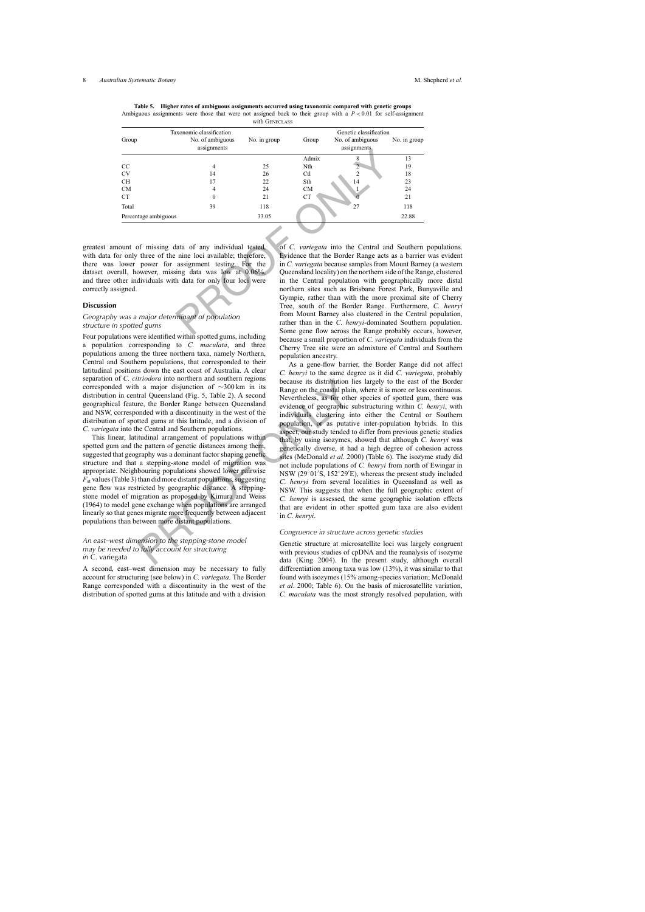**Table 5. Higher rates of ambiguous assignments occurred using taxonomic compared with genetic groups**

Ambiguous assignments were those that were not assigned back to their group with a $P < 0.01$ for self-assignment with GENECLASS

| Taxonomic classification | | | Genetic classification | | |
|---|---|---|---|---|---|
| Group | No. of ambiguous assignments | No. in group | Group | No. of ambiguous assignments | No. in group |
| | | | Admix | 8 | 13 |
| CC | 4 | 25 | Nth | 2 | 19 |
| CV | 14 | 26 | Ctl | 2 | 18 |
| CH | 17 | 22 | Sth | 14 | 23 |
| CM | 4 | 24 | CM | 1 | 24 |
| CT | 0 | 21 | CT | 0 | 21 |
| Total | 39 | 118 | | 27 | 118 |
| Percentage ambiguous | | 33.05 | | | 22.88 |

greatest amount of missing data of any individual tested, with data for only three of the nine loci available; therefore, there was lower power for assignment testing. For the dataset overall, however, missing data was low at 0.06%, and three other individuals with data for only four loci were correctly assigned.

## Discussion

### *Geography was a major determinant of population structure in spotted gums*

Four populations were identified within spotted gums, including a population corresponding to *C. maculata*, and three populations among the three northern taxa, namely Northern, Central and Southern populations, that corresponded to their latitudinal positions down the east coast of Australia. A clear separation of *C. citriodora* into northern and southern regions corresponded with a major disjunction of ~300 km in its distribution in central Queensland (Fig. 5, Table 2). A second geographical feature, the Border Range between Queensland and NSW, corresponded with a discontinuity in the west of the distribution of spotted gums at this latitude, and a division of *C. variegata* into the Central and Southern populations.

This linear, latitudinal arrangement of populations within spotted gum and the pattern of genetic distances among them, suggested that geography was a dominant factor shaping genetic structure and that a stepping-stone model of migration was appropriate. Neighbouring populations showed lower pairwise $F_{st}$ values (Table 3) than did more distant populations, suggesting gene flow was restricted by geographic distance. A stepping-stone model of migration as proposed by Kimura and Weiss (1964) to model gene exchange when populations are arranged linearly so that genes migrate more frequently between adjacent populations than between more distant populations.

### *An east–west dimension to the stepping-stone model may be needed to fully account for structuring in* C. variegata

A second, east–west dimension may be necessary to fully account for structuring (see below) in *C. variegata*. The Border Range corresponded with a discontinuity in the west of the distribution of spotted gums at this latitude and with a division of *C. variegata* into the Central and Southern populations. Evidence that the Border Range acts as a barrier was evident in *C. variegata* because samples from Mount Barney (a western Queensland locality) on the northern side of the Range, clustered in the Central population with geographically more distal northern sites such as Brisbane Forest Park, Bunyaville and Gympie, rather than with the more proximal site of Cherry Tree, south of the Border Range. Furthermore, *C. henryi* from Mount Barney also clustered in the Central population, rather than in the *C. henryi*-dominated Southern population. Some gene flow across the Range probably occurs, however, because a small proportion of *C. variegata* individuals from the Cherry Tree site were an admixture of Central and Southern population ancestry.

As a gene-flow barrier, the Border Range did not affect *C. henryi* to the same degree as it did *C. variegata*, probably because its distribution lies largely to the east of the Border Range on the coastal plain, where it is more or less continuous. Nevertheless, as for other species of spotted gum, there was evidence of geographic substructuring within *C. henryi*, with individuals clustering into either the Central or Southern population, or as putative inter-population hybrids. In this aspect, our study tended to differ from previous genetic studies that, by using isozymes, showed that although *C. henryi* was genetically diverse, it had a high degree of cohesion across sites (McDonald *et al*. 2000) (Table 6). The isozyme study did not include populations of *C. henryi* from north of Ewingar in NSW (29°01′S, 152°29′E), whereas the present study included *C. henryi* from several localities in Queensland as well as NSW. This suggests that when the full geographic extent of *C. henryi* is assessed, the same geographic isolation effects that are evident in other spotted gum taxa are also evident in *C. henryi*.

### *Congruence in structure across genetic studies*

Genetic structure at microsatellite loci was largely congruent with previous studies of cpDNA and the reanalysis of isozyme data (King 2004). In the present study, although overall differentiation among taxa was low (13%), it was similar to that found with isozymes (15% among-species variation; McDonald *et al*. 2000; Table 6). On the basis of microsatellite variation, *C. maculata* was the most strongly resolved population, with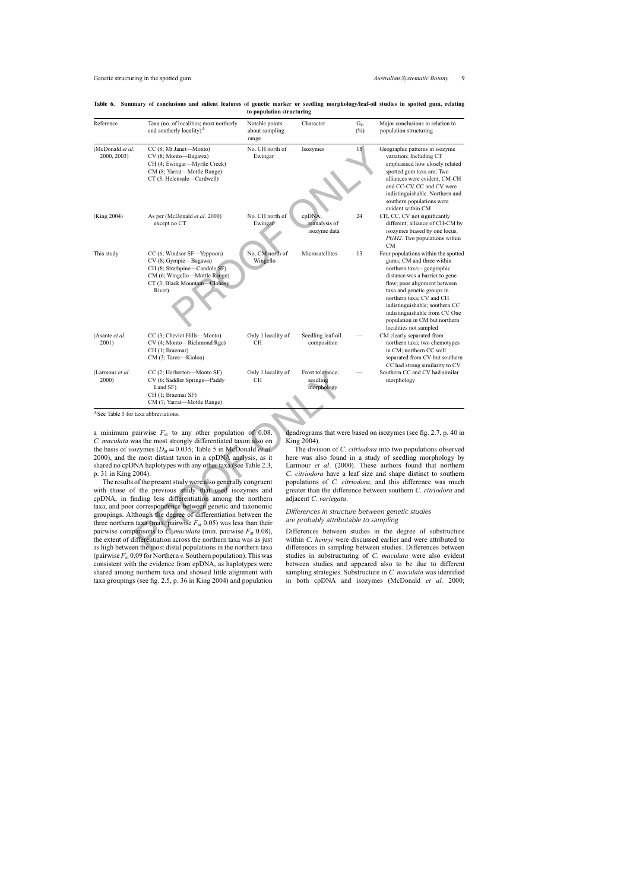**Table 6. Summary of conclusions and salient features of genetic marker or seedling morphology/leaf-oil studies in spotted gum, relating to population structuring**

| Reference | Taxa (no. of localities; most northerly and southerly locality)[A] | Notable points about sampling range | Character | $G_{st}$ (%) | Major conclusions in relation to population structuring |
|---|---|---|---|---|---|
| (McDonald *et al.* 2000, 2003) | CC (8; Mt Janet—Monto) CV (8; Monto—Bagawa) CH (4; Ewingar—Myrtle Creek) CM (8; Yarrat—Mottle Range) CT (3; Helenvale—Cardwell) | No. CH north of Ewingar | Isozymes | 15 | Geographic patterns in isozyme variation; Including CT emphasised how closely related spotted gum taxa are; Two alliances were evident, CM-CH and CC-CV. CC and CV were indistinguishable. Northern and southern populations were evident within CM |
| (King 2004) | As per (McDonald *et al.* 2000) except no CT | No. CH north of Ewingar | cpDNA; reanalysis of isozyme data | 24 | CH, CC, CV not significantly different; alliance of CH-CM by isozymes biased by one locus, *PGM2*. Two populations within CM |
| This study | CC (6; Windsor SF—Yeppoon) CV (8; Gympie—Bagawa) CH (8; Strathpine—Candole SF) CM (6; Wingello—Mottle Range) CT (3; Black Mountain—Clohesy River) | No. CM north of Wingello | Microsatellites | 13 | Four populations within the spotted gums; CM and three within northern taxa;– geographic distance was a barrier to gene flow; poor alignment between taxa and genetic groups in northern taxa; CV and CH indistinguishable; southern CC indistinguishable from CV. One population in CM but northern localities not sampled |
| (Asante *et al.* 2001) | CC (3; Cheviot Hills—Monto) CV (4; Monto—Richmond Rge) CH (1; Braemar) CM (3; Taree—Kioloa) | Only 1 locality of CH | Seedling leaf-oil composition | — | CM clearly separated from northern taxa; two chemotypes in CM; northern CC well separated from CV but southern CC had strong similarity to CV |
| (Larmour *et al.* 2000) | CC (2; Herberton—Monto SF) CV (6; Saddler Springs—Paddy Land SF) CH (1; Braemar SF) CM (7; Yarrat—Mottle Range) | Only 1 locality of CH | Frost tolerance; seedling morphology | — | Southern CC and CV had similar morphology |

[A]See Table 5 for taxa abbreviations.

a minimum pairwise $F_{st}$ to any other population of 0.08. *C. maculata* was the most strongly differentiated taxon also on the basis of isozymes ($D_{st} = 0.035$; Table 5 in McDonald *et al.* 2000), and the most distant taxon in a cpDNA analysis, as it shared no cpDNA haplotypes with any other taxa (see Table 2.3, p. 31 in King 2004).

The results of the present study were also generally congruent with those of the previous study that used isozymes and cpDNA, in finding less differentiation among the northern taxa, and poor correspondence between genetic and taxonomic groupings. Although the degree of differentiation between the three northern taxa (max. pairwise $F_{st}$ 0.05) was less than their pairwise comparisons to *C. maculata* (min. pairwise $F_{st}$ 0.08), the extent of differentiation across the northern taxa was as just as high between the most distal populations in the northern taxa (pairwise $F_{st}$ 0.09 for Northern *v.* Southern population). This was consistent with the evidence from cpDNA, as haplotypes were shared among northern taxa and showed little alignment with taxa groupings (see fig. 2.5, p. 36 in King 2004) and population dendrograms that were based on isozymes (see fig. 2.7, p. 40 in King 2004).

The division of *C. citriodora* into two populations observed here was also found in a study of seedling morphology by Larmour *et al.* (2000). These authors found that northern *C. citriodora* have a leaf size and shape distinct to southern populations of *C. citriodora*, and this difference was much greater than the difference between southern *C. citriodora* and adjacent *C. variegata*.

### *Differences in structure between genetic studies are probably attributable to sampling*

Differences between studies in the degree of substructure within *C. henryi* were discussed earlier and were attributed to differences in sampling between studies. Differences between studies in substructuring of *C. maculata* were also evident between studies and appeared also to be due to different sampling strategies. Substructure in *C. maculata* was identified in both cpDNA and isozymes (McDonald *et al.* 2000;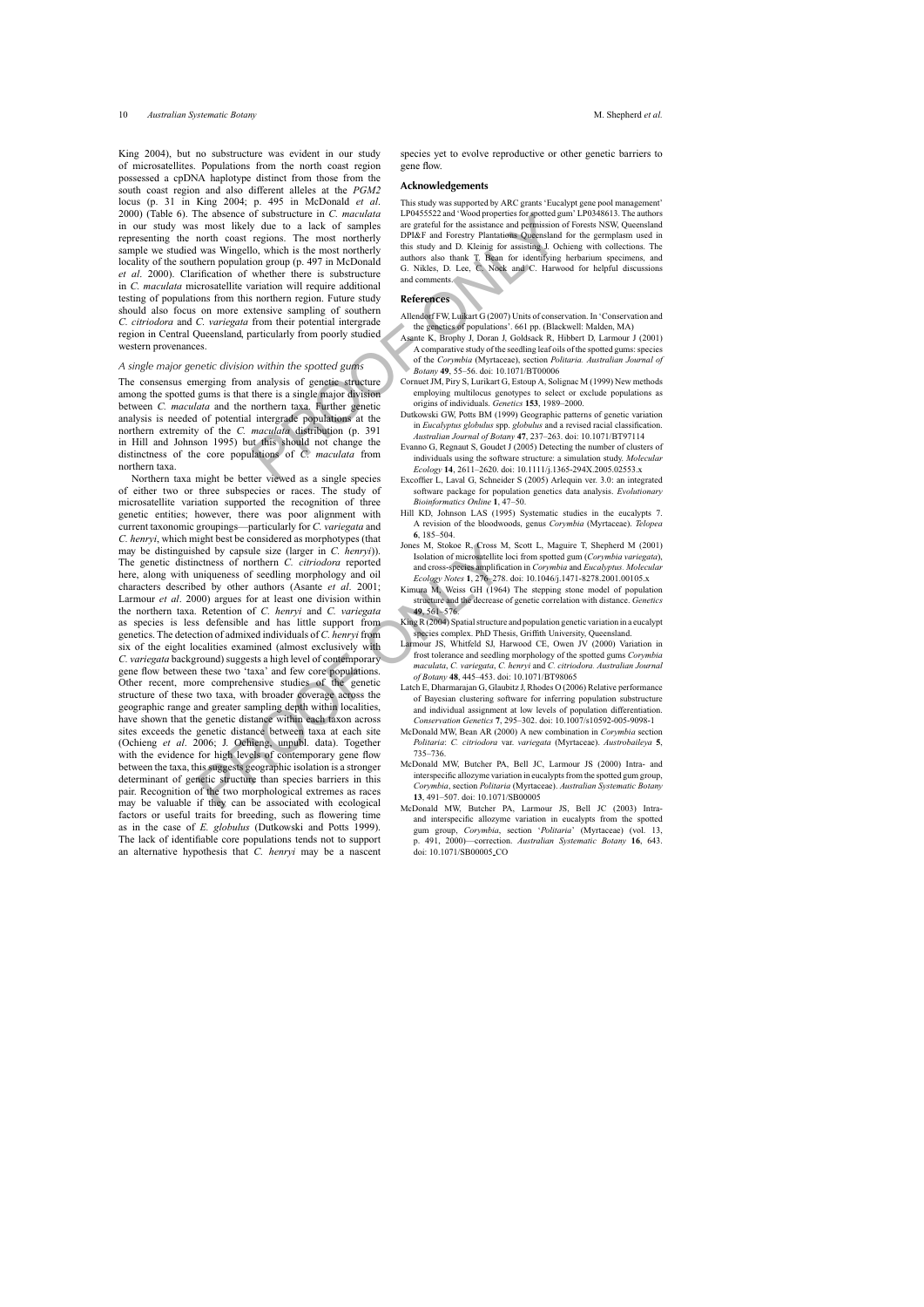King 2004), but no substructure was evident in our study of microsatellites. Populations from the north coast region possessed a cpDNA haplotype distinct from those from the south coast region and also different alleles at the *PGM2* locus (p. 31 in King 2004; p. 495 in McDonald *et al*. 2000) (Table 6). The absence of substructure in *C. maculata* in our study was most likely due to a lack of samples representing the north coast regions. The most northerly sample we studied was Wingello, which is the most northerly locality of the southern population group (p. 497 in McDonald *et al*. 2000). Clarification of whether there is substructure in *C. maculata* microsatellite variation will require additional testing of populations from this northern region. Future study should also focus on more extensive sampling of southern *C. citriodora* and *C. variegata* from their potential intergrade region in Central Queensland, particularly from poorly studied western provenances.

### A single major genetic division within the spotted gums

The consensus emerging from analysis of genetic structure among the spotted gums is that there is a single major division between *C. maculata* and the northern taxa. Further genetic analysis is needed of potential intergrade populations at the northern extremity of the *C. maculata* distribution (p. 391 in Hill and Johnson 1995) but this should not change the distinctness of the core populations of *C. maculata* from northern taxa.

Northern taxa might be better viewed as a single species of either two or three subspecies or races. The study of microsatellite variation supported the recognition of three genetic entities; however, there was poor alignment with current taxonomic groupings—particularly for *C. variegata* and *C. henryi*, which might best be considered as morphotypes (that may be distinguished by capsule size (larger in *C. henryi*)). The genetic distinctness of northern *C. citriodora* reported here, along with uniqueness of seedling morphology and oil characters described by other authors (Asante *et al*. 2001; Larmour *et al*. 2000) argues for at least one division within the northern taxa. Retention of *C. henryi* and *C. variegata* as species is less defensible and has little support from genetics. The detection of admixed individuals of *C. henryi* from six of the eight localities examined (almost exclusively with *C. variegata* background) suggests a high level of contemporary gene flow between these two 'taxa' and few core populations. Other recent, more comprehensive studies of the genetic structure of these two taxa, with broader coverage across the geographic range and greater sampling depth within localities, have shown that the genetic distance within each taxon across sites exceeds the genetic distance between taxa at each site (Ochieng *et al*. 2006; J. Ochieng, unpubl. data). Together with the evidence for high levels of contemporary gene flow between the taxa, this suggests geographic isolation is a stronger determinant of genetic structure than species barriers in this pair. Recognition of the two morphological extremes as races may be valuable if they can be associated with ecological factors or useful traits for breeding, such as flowering time as in the case of *E. globulus* (Dutkowski and Potts 1999). The lack of identifiable core populations tends not to support an alternative hypothesis that *C. henryi* may be a nascent species yet to evolve reproductive or other genetic barriers to gene flow.

## Acknowledgements

This study was supported by ARC grants 'Eucalypt gene pool management' LP0455522 and 'Wood properties for spotted gum' LP0348613. The authors are grateful for the assistance and permission of Forests NSW, Queensland DPI&F and Forestry Plantations Queensland for the germplasm used in this study and D. Kleinig for assisting J. Ochieng with collections. The authors also thank T. Bean for identifying herbarium specimens, and G. Nikles, D. Lee, C. Noek and C. Harwood for helpful discussions and comments.

## References

Allendorf FW, Luikart G (2007) Units of conservation. In 'Conservation and the genetics of populations'. 661 pp. (Blackwell: Malden, MA)

Asante K, Brophy J, Doran J, Goldsack R, Hibbert D, Larmour J (2001) A comparative study of the seedling leaf oils of the spotted gums: species of the *Corymbia* (Myrtaceae), section *Politaria. Australian Journal of Botany* **49**, 55–56. doi: 10.1071/BT00006

Cornuet JM, Piry S, Lurikart G, Estoup A, Solignac M (1999) New methods employing multilocus genotypes to select or exclude populations as origins of individuals. *Genetics* **153**, 1989–2000.

Dutkowski GW, Potts BM (1999) Geographic patterns of genetic variation in *Eucalyptus globulus* spp. *globulus* and a revised racial classification. *Australian Journal of Botany* **47**, 237–263. doi: 10.1071/BT97114

Evanno G, Regnaut S, Goudet J (2005) Detecting the number of clusters of individuals using the software structure: a simulation study. *Molecular Ecology* **14**, 2611–2620. doi: 10.1111/j.1365-294X.2005.02553.x

Excoffier L, Laval G, Schneider S (2005) Arlequin ver. 3.0: an integrated software package for population genetics data analysis. *Evolutionary Bioinformatics Online* **1**, 47–50.

Hill KD, Johnson LAS (1995) Systematic studies in the eucalypts 7. A revision of the bloodwoods, genus *Corymbia* (Myrtaceae). *Telopea* **6**, 185–504.

Jones M, Stokoe R, Cross M, Scott L, Maguire T, Shepherd M (2001) Isolation of microsatellite loci from spotted gum (*Corymbia variegata*), and cross-species amplification in *Corymbia* and *Eucalyptus*. *Molecular Ecology Notes* **1**, 276–278. doi: 10.1046/j.1471-8278.2001.00105.x

Kimura M, Weiss GH (1964) The stepping stone model of population structure and the decrease of genetic correlation with distance. *Genetics* **49**, 561–576.

King R (2004) Spatial structure and population genetic variation in a eucalypt species complex. PhD Thesis, Griffith University, Queensland.

Larmour JS, Whitfeld SJ, Harwood CE, Owen JV (2000) Variation in frost tolerance and seedling morphology of the spotted gums *Corymbia maculata*, *C. variegata*, *C. henryi* and *C. citriodora*. *Australian Journal of Botany* **48**, 445–453. doi: 10.1071/BT98065

Latch E, Dharmarajan G, Glaubitz J, Rhodes O (2006) Relative performance of Bayesian clustering software for inferring population substructure and individual assignment at low levels of population differentiation. *Conservation Genetics* **7**, 295–302. doi: 10.1007/s10592-005-9098-1

McDonald MW, Bean AR (2000) A new combination in *Corymbia* section *Politaria*: *C. citriodora* var. *variegata* (Myrtaceae). *Austrobaileya* **5**, 735–736.

McDonald MW, Butcher PA, Bell JC, Larmour JS (2000) Intra- and interspecific allozyme variation in eucalypts from the spotted gum group, *Corymbia*, section *Politaria* (Myrtaceae). *Australian Systematic Botany* **13**, 491–507. doi: 10.1071/SB00005

McDonald MW, Butcher PA, Larmour JS, Bell JC (2003) Intra- and interspecific allozyme variation in eucalypts from the spotted gum group, *Corymbia*, section '*Politaria*' (Myrtaceae) (vol. 13, p. 491, 2000)—correction. *Australian Systematic Botany* **16**, 643. doi: 10.1071/SB00005_CO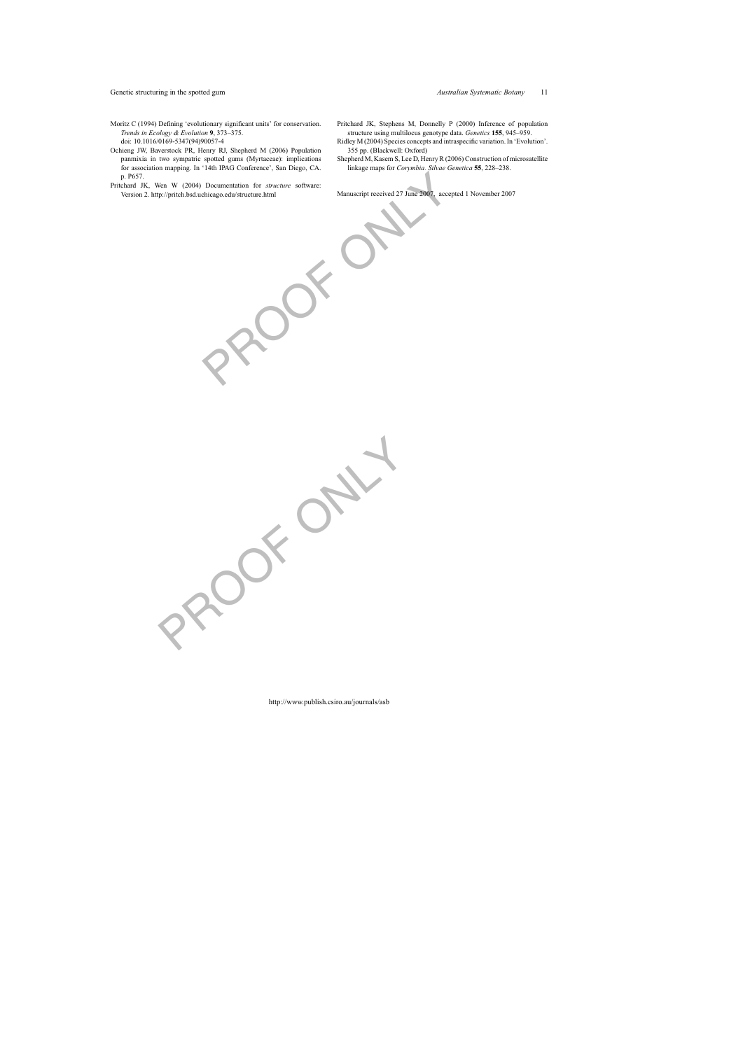Moritz C (1994) Defining 'evolutionary significant units' for conservation. *Trends in Ecology & Evolution* **9**, 373–375. doi: 10.1016/0169-5347(94)90057-4

Ochieng JW, Baverstock PR, Henry RJ, Shepherd M (2006) Population panmixia in two sympatric spotted gums (Myrtaceae): implications for association mapping. In '14th IPAG Conference', San Diego, CA. p. P657.

Pritchard JK, Wen W (2004) Documentation for *structure* software: Version 2. http://pritch.bsd.uchicago.edu/structure.html

Pritchard JK, Stephens M, Donnelly P (2000) Inference of population structure using multilocus genotype data. *Genetics* **155**, 945–959.

Ridley M (2004) Species concepts and intraspecific variation. In 'Evolution'. 355 pp. (Blackwell: Oxford)

Shepherd M, Kasem S, Lee D, Henry R (2006) Construction of microsatellite linkage maps for *Corymbia*. *Silvae Genetica* **55**, 228–238.

Manuscript received 27 June 2007, accepted 1 November 2007